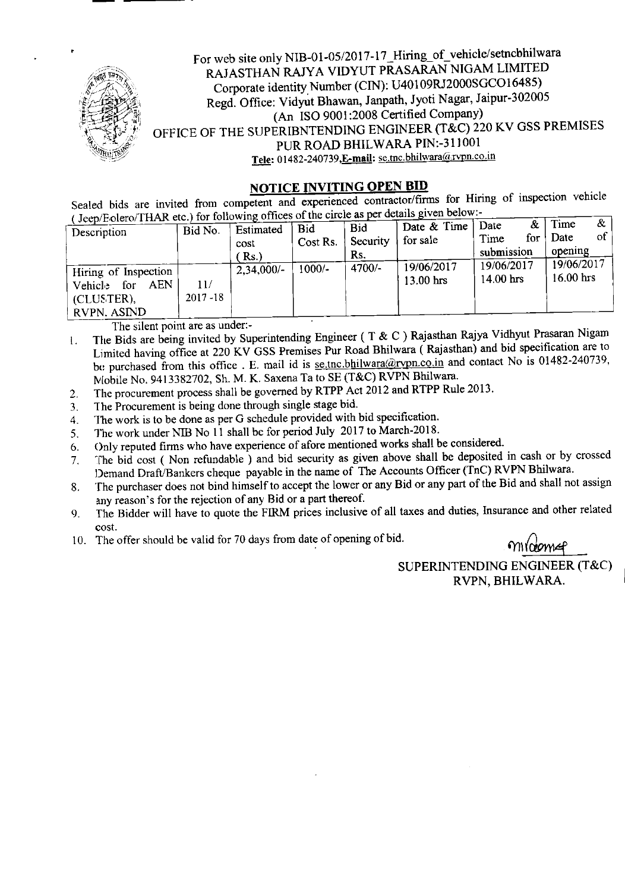For web site only NIB-01-05/2017-17_Hiring_of_vehicle/setncbhilwara

RAJASTHAN RAJYA VIDYUT PRASARAN NIGAM LIMITED

Corporate identity Number (CIN): U40109RJ2000SGCO16485)

Regd. Office: Vidyut Bhawan, Janpath, Jyoti Nagar, Jaipur-302005

(An ISO 9001:2008 Certified Company)

OFFICE OF THE SUPERIBNTENDING ENGINEER (T&C) 220 KV GSS PREMISES

PUR ROAD BHILWARA PIN:-311001

**Tele:** 01482-240739,**E-mail:** se.tnc.bhilwara@rvpn.co.in

## NOTICE INVITING OPEN BID

Sealed bids are invited from competent and experienced contractor/firms for Hiring of inspection vehicle ( Jeep/Bolero/THAR etc.) for following offices of the circle as per details given below:-

| Description | Bid No. | Estimated cost (Rs.) | Bid Cost Rs. | Bid Security Rs. | Date & Time for sale | Date & Time for submission | Time & Date of opening |
|---|---|---|---|---|---|---|---|
| Hiring of Inspection Vehicle for AEN (CLUSTER), RVPN. ASIND | 11/ 2017 -18 | 2,34,000/- | 1000/- | 4700/- | 19/06/2017 13.00 hrs | 19/06/2017 14.00 hrs | 19/06/2017 16.00 hrs |

The silent point are as under:-

1. The Bids are being invited by Superintending Engineer ( T & C ) Rajasthan Rajya Vidhyut Prasaran Nigam Limited having office at 220 KV GSS Premises Pur Road Bhilwara ( Rajasthan) and bid specification are to be purchased from this office . E. mail id is se.tnc.bhilwara@rvpn.co.in and contact No is 01482-240739, Mobile No. 9413382702, Sh. M. K. Saxena Ta to SE (T&C) RVPN Bhilwara.
2. The procurement process shall be governed by RTPP Act 2012 and RTPP Rule 2013.
3. The Procurement is being done through single stage bid.
4. The work is to be done as per G schedule provided with bid specification.
5. The work under NIB No 11 shall be for period July 2017 to March-2018.
6. Only reputed firms who have experience of afore mentioned works shall be considered.
7. The bid cost ( Non refundable ) and bid security as given above shall be deposited in cash or by crossed Demand Draft/Bankers cheque payable in the name of The Accounts Officer (TnC) RVPN Bhilwara.
8. The purchaser does not bind himself to accept the lower or any Bid or any part of the Bid and shall not assign any reason's for the rejection of any Bid or a part thereof.
9. The Bidder will have to quote the FIRM prices inclusive of all taxes and duties, Insurance and other related cost.
10. The offer should be valid for 70 days from date of opening of bid.

SUPERINTENDING ENGINEER (T&C)

RVPN, BHILWARA.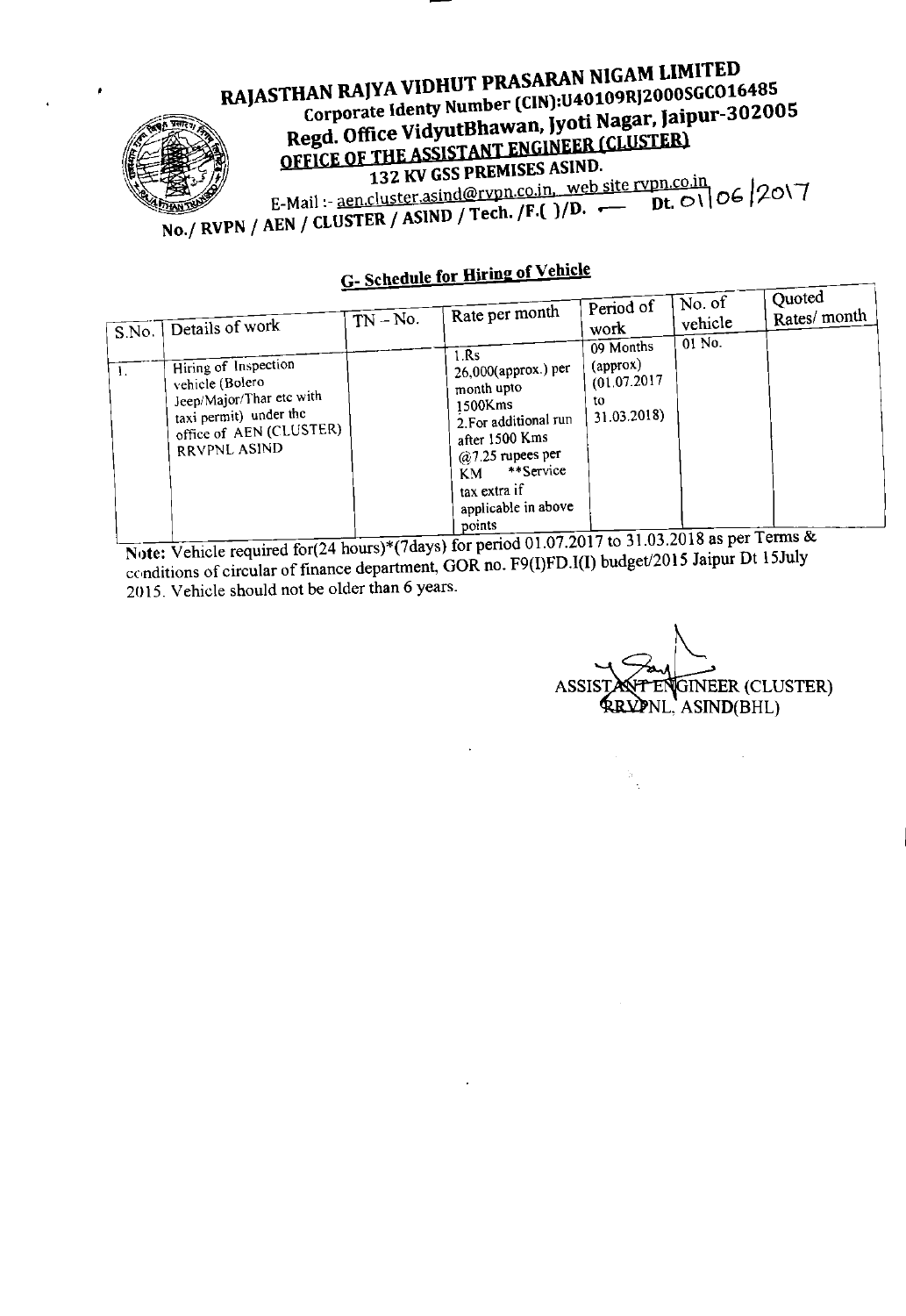# RAJASTHAN RAJYA VIDHUT PRASARAN NIGAM LIMITED

**Corporate Identy Number (CIN):U40109RJ2000SGC016485**

**Regd. Office VidyutBhawan, Jyoti Nagar, Jaipur-302005**

**OFFICE OF THE ASSISTANT ENGINEER (CLUSTER)**

**132 KV GSS PREMISES ASIND.**

E-Mail :- aen.cluster.asind@rvpn.co.in, web site rvpn.co.in

**No./ RVPN / AEN / CLUSTER / ASIND / Tech. /F.( )/D.** — Dt. 01/06/2017

## G- Schedule for Hiring of Vehicle

| S.No. | Details of work | TN – No. | Rate per month | Period of work | No. of vehicle | Quoted Rates/ month |
|---|---|---|---|---|---|---|
| 1. | Hiring of Inspection vehicle (Bolero Jeep/Major/Thar etc with taxi permit) under the office of AEN (CLUSTER) RRVPNL ASIND | | 1.Rs 26,000(approx.) per month upto 1500Kms 2.For additional run after 1500 Kms @7.25 rupees per KM **Service tax extra if applicable in above points | 09 Months (approx) (01.07.2017 to 31.03.2018) | 01 No. | |

**Note:** Vehicle required for(24 hours)*(7days) for period 01.07.2017 to 31.03.2018 as per Terms & conditions of circular of finance department, GOR no. F9(I)FD.I(I) budget/2015 Jaipur Dt 15July 2015. Vehicle should not be older than 6 years.

ASSISTANT ENGINEER (CLUSTER)
RRVPNL, ASIND(BHL)